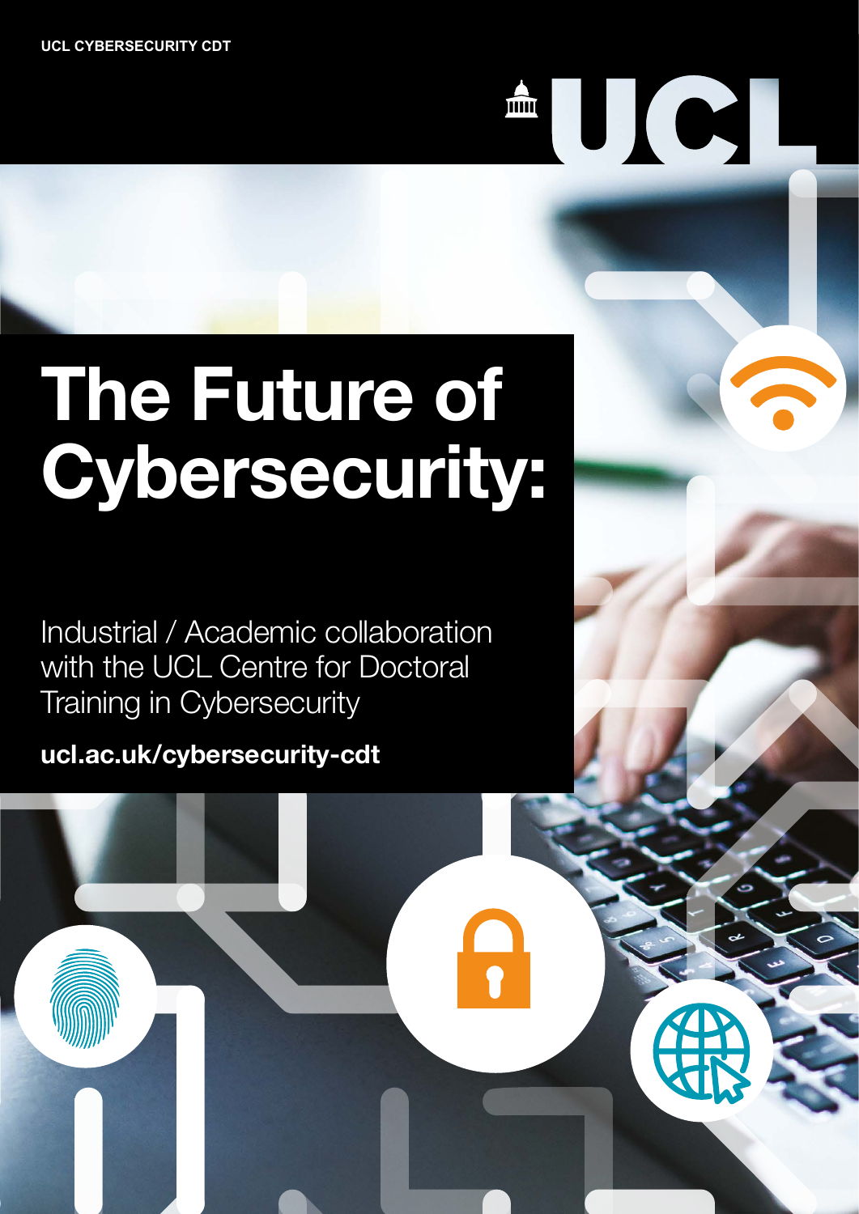UCL CYBERSECURITY CDT

# The Future of Cybersecurity:

Industrial / Academic collaboration with the UCL Centre for Doctoral Training in Cybersecurity

**ucl.ac.uk/cybersecurity-cdt**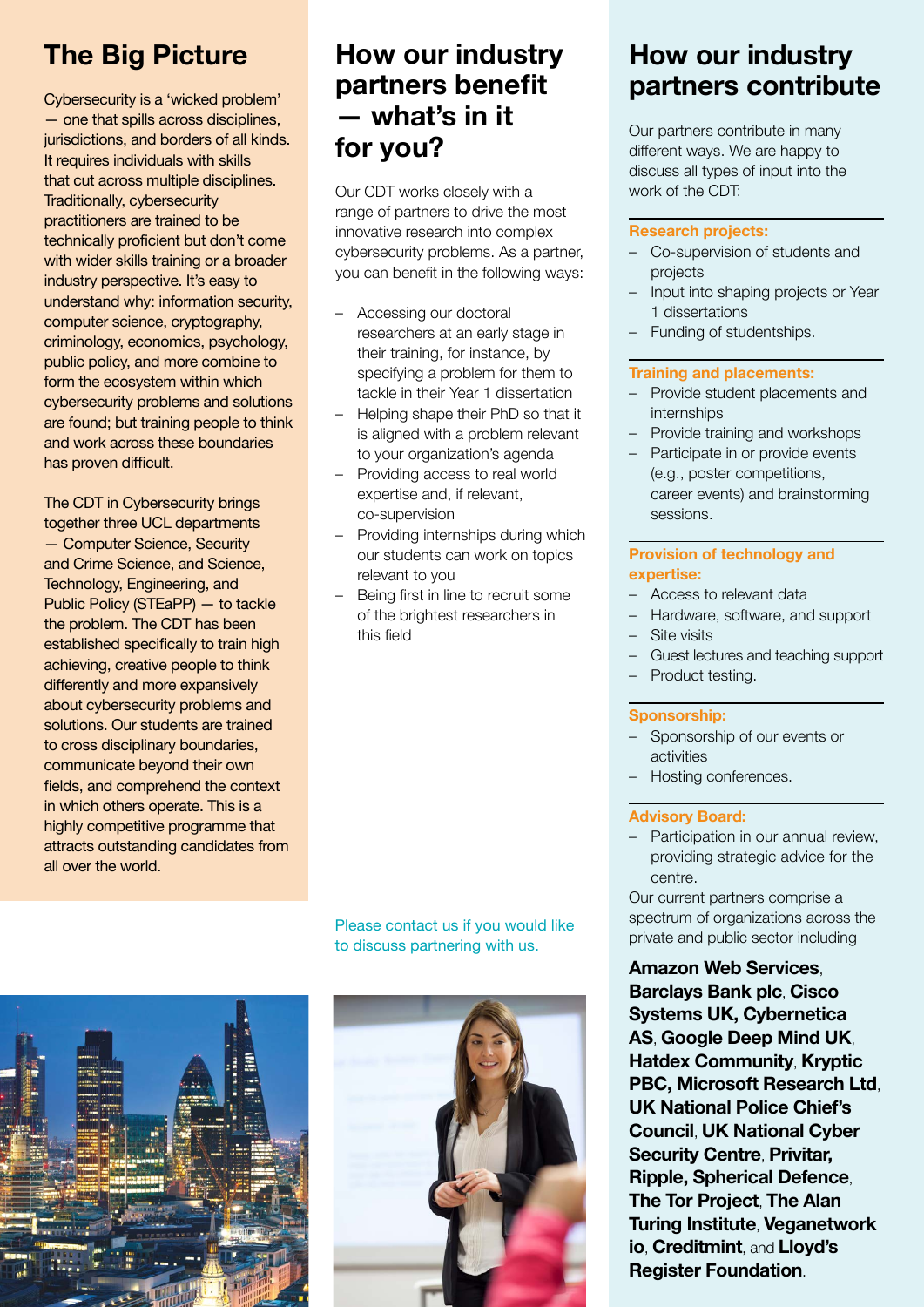## The Big Picture

Cybersecurity is a 'wicked problem' — one that spills across disciplines, jurisdictions, and borders of all kinds. It requires individuals with skills that cut across multiple disciplines. Traditionally, cybersecurity practitioners are trained to be technically proficient but don't come with wider skills training or a broader industry perspective. It's easy to understand why: information security, computer science, cryptography, criminology, economics, psychology, public policy, and more combine to form the ecosystem within which cybersecurity problems and solutions are found; but training people to think and work across these boundaries has proven difficult.

The CDT in Cybersecurity brings together three UCL departments — Computer Science, Security and Crime Science, and Science, Technology, Engineering, and Public Policy (STEaPP) — to tackle the problem. The CDT has been established specifically to train high achieving, creative people to think differently and more expansively about cybersecurity problems and solutions. Our students are trained to cross disciplinary boundaries, communicate beyond their own fields, and comprehend the context in which others operate. This is a highly competitive programme that attracts outstanding candidates from all over the world.

## How our industry partners benefit — what's in it for you?

Our CDT works closely with a range of partners to drive the most innovative research into complex cybersecurity problems. As a partner, you can benefit in the following ways:

- Accessing our doctoral researchers at an early stage in their training, for instance, by specifying a problem for them to tackle in their Year 1 dissertation
- Helping shape their PhD so that it is aligned with a problem relevant to your organization's agenda
- Providing access to real world expertise and, if relevant, co-supervision
- Providing internships during which our students can work on topics relevant to you
- Being first in line to recruit some of the brightest researchers in this field

Please contact us if you would like to discuss partnering with us.

## How our industry partners contribute

Our partners contribute in many different ways. We are happy to discuss all types of input into the work of the CDT:

**Research projects:**

- Co-supervision of students and projects
- Input into shaping projects or Year 1 dissertations
- Funding of studentships.

**Training and placements:**

- Provide student placements and internships
- Provide training and workshops
- Participate in or provide events (e.g., poster competitions, career events) and brainstorming sessions.

**Provision of technology and expertise:**

- Access to relevant data
- Hardware, software, and support
- Site visits
- Guest lectures and teaching support
- Product testing.

**Sponsorship:**

- Sponsorship of our events or activities
- Hosting conferences.

**Advisory Board:**

- Participation in our annual review, providing strategic advice for the centre.

Our current partners comprise a spectrum of organizations across the private and public sector including

**Amazon Web Services**, **Barclays Bank plc**, **Cisco Systems UK, Cybernetica AS**, **Google Deep Mind UK**, **Hatdex Community**, **Kryptic PBC, Microsoft Research Ltd**, **UK National Police Chief's Council**, **UK National Cyber Security Centre**, **Privitar, Ripple, Spherical Defence**, **The Tor Project**, **The Alan Turing Institute**, **Veganetwork io**, **Creditmint**, and **Lloyd's Register Foundation**.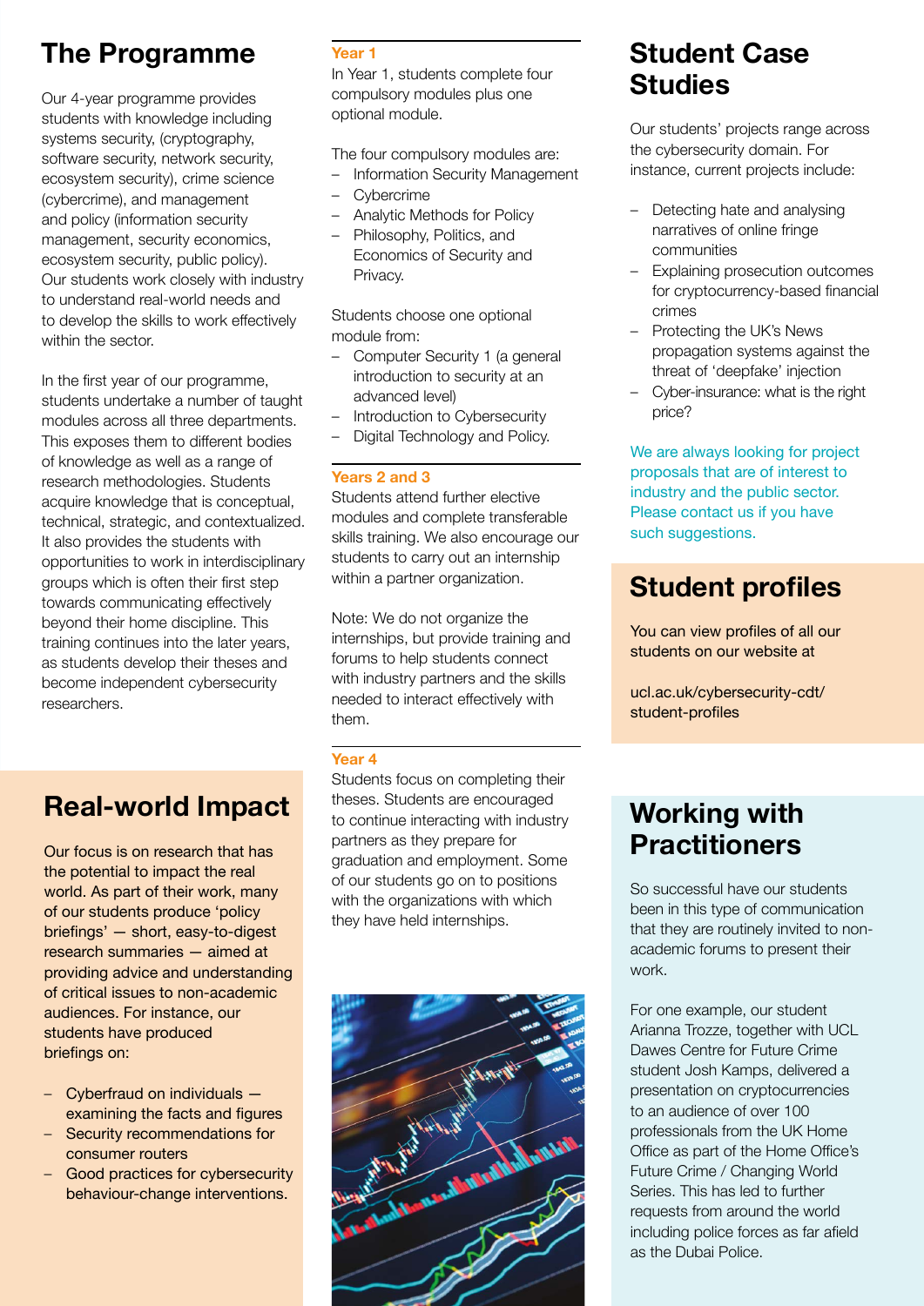## The Programme

Our 4-year programme provides students with knowledge including systems security, (cryptography, software security, network security, ecosystem security), crime science (cybercrime), and management and policy (information security management, security economics, ecosystem security, public policy). Our students work closely with industry to understand real-world needs and to develop the skills to work effectively within the sector.

In the first year of our programme, students undertake a number of taught modules across all three departments. This exposes them to different bodies of knowledge as well as a range of research methodologies. Students acquire knowledge that is conceptual, technical, strategic, and contextualized. It also provides the students with opportunities to work in interdisciplinary groups which is often their first step towards communicating effectively beyond their home discipline. This training continues into the later years, as students develop their theses and become independent cybersecurity researchers.

### Year 1

In Year 1, students complete four compulsory modules plus one optional module.

The four compulsory modules are:

- Information Security Management
- Cybercrime
- Analytic Methods for Policy
- Philosophy, Politics, and Economics of Security and Privacy.

Students choose one optional module from:

- Computer Security 1 (a general introduction to security at an advanced level)
- Introduction to Cybersecurity
- Digital Technology and Policy.

### Years 2 and 3

Students attend further elective modules and complete transferable skills training. We also encourage our students to carry out an internship within a partner organization.

Note: We do not organize the internships, but provide training and forums to help students connect with industry partners and the skills needed to interact effectively with them.

### Year 4

Students focus on completing their theses. Students are encouraged to continue interacting with industry partners as they prepare for graduation and employment. Some of our students go on to positions with the organizations with which they have held internships.

## Real-world Impact

Our focus is on research that has the potential to impact the real world. As part of their work, many of our students produce 'policy briefings' — short, easy-to-digest research summaries — aimed at providing advice and understanding of critical issues to non-academic audiences. For instance, our students have produced briefings on:

- Cyberfraud on individuals — examining the facts and figures
- Security recommendations for consumer routers
- Good practices for cybersecurity behaviour-change interventions.

## Student Case Studies

Our students' projects range across the cybersecurity domain. For instance, current projects include:

- Detecting hate and analysing narratives of online fringe communities
- Explaining prosecution outcomes for cryptocurrency-based financial crimes
- Protecting the UK's News propagation systems against the threat of 'deepfake' injection
- Cyber-insurance: what is the right price?

We are always looking for project proposals that are of interest to industry and the public sector. Please contact us if you have such suggestions.

## Student profiles

You can view profiles of all our students on our website at

ucl.ac.uk/cybersecurity-cdt/student-profiles

## Working with Practitioners

So successful have our students been in this type of communication that they are routinely invited to non-academic forums to present their work.

For one example, our student Arianna Trozze, together with UCL Dawes Centre for Future Crime student Josh Kamps, delivered a presentation on cryptocurrencies to an audience of over 100 professionals from the UK Home Office as part of the Home Office's Future Crime / Changing World Series. This has led to further requests from around the world including police forces as far afield as the Dubai Police.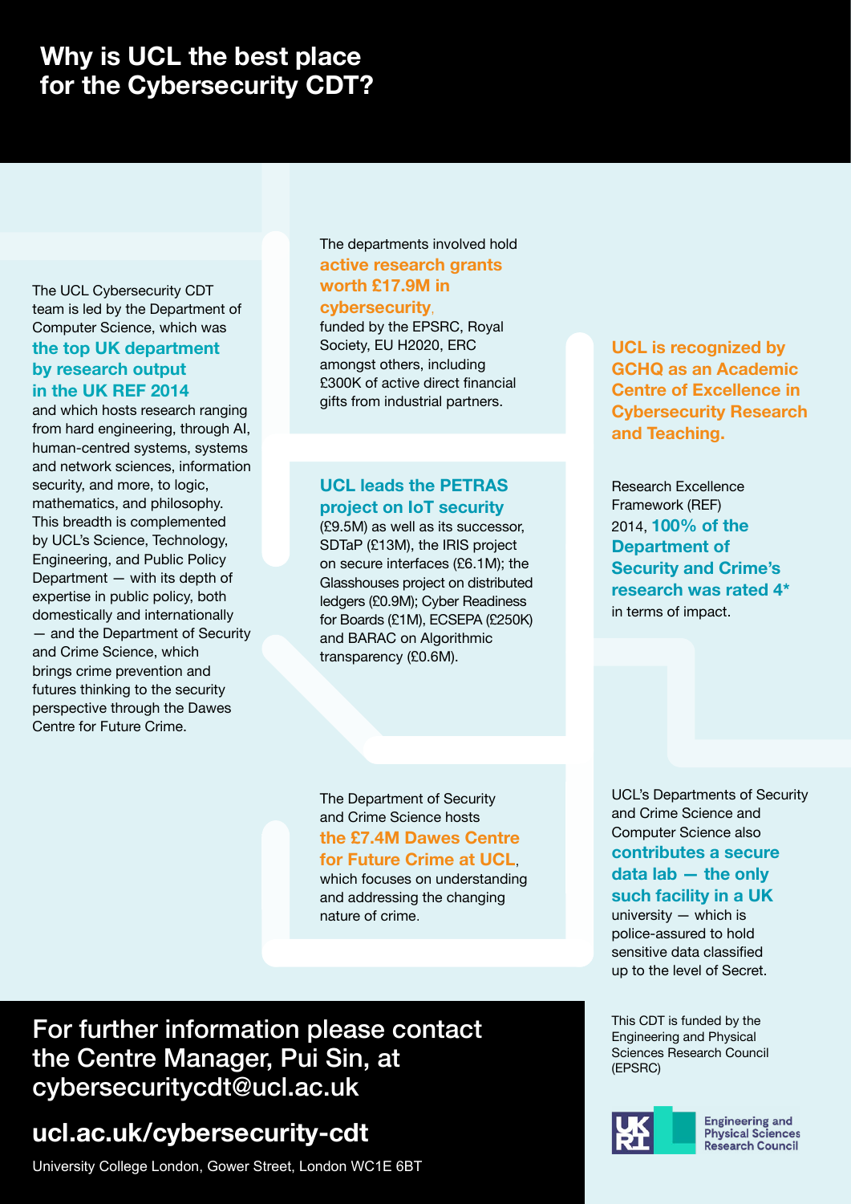# Why is UCL the best place for the Cybersecurity CDT?

The UCL Cybersecurity CDT team is led by the Department of Computer Science, which was **the top UK department by research output in the UK REF 2014** and which hosts research ranging from hard engineering, through AI, human-centred systems, systems and network sciences, information security, and more, to logic, mathematics, and philosophy. This breadth is complemented by UCL's Science, Technology, Engineering, and Public Policy Department — with its depth of expertise in public policy, both domestically and internationally — and the Department of Security and Crime Science, which brings crime prevention and futures thinking to the security perspective through the Dawes Centre for Future Crime.

The departments involved hold **active research grants worth £17.9M in cybersecurity**, funded by the EPSRC, Royal Society, EU H2020, ERC amongst others, including £300K of active direct financial gifts from industrial partners.

**UCL leads the PETRAS project on IoT security** (£9.5M) as well as its successor, SDTaP (£13M), the IRIS project on secure interfaces (£6.1M); the Glasshouses project on distributed ledgers (£0.9M); Cyber Readiness for Boards (£1M), ECSEPA (£250K) and BARAC on Algorithmic transparency (£0.6M).

The Department of Security and Crime Science hosts **the £7.4M Dawes Centre for Future Crime at UCL**, which focuses on understanding and addressing the changing nature of crime.

**UCL is recognized by GCHQ as an Academic Centre of Excellence in Cybersecurity Research and Teaching.**

Research Excellence Framework (REF) 2014, **100% of the Department of Security and Crime's research was rated 4*** in terms of impact.

UCL's Departments of Security and Crime Science and Computer Science also **contributes a secure data lab — the only such facility in a UK** university — which is police-assured to hold sensitive data classified up to the level of Secret.

## For further information please contact the Centre Manager, Pui Sin, at cybersecuritycdt@ucl.ac.uk

## ucl.ac.uk/cybersecurity-cdt

University College London, Gower Street, London WC1E 6BT

This CDT is funded by the Engineering and Physical Sciences Research Council (EPSRC)

UKRI Engineering and Physical Sciences Research Council